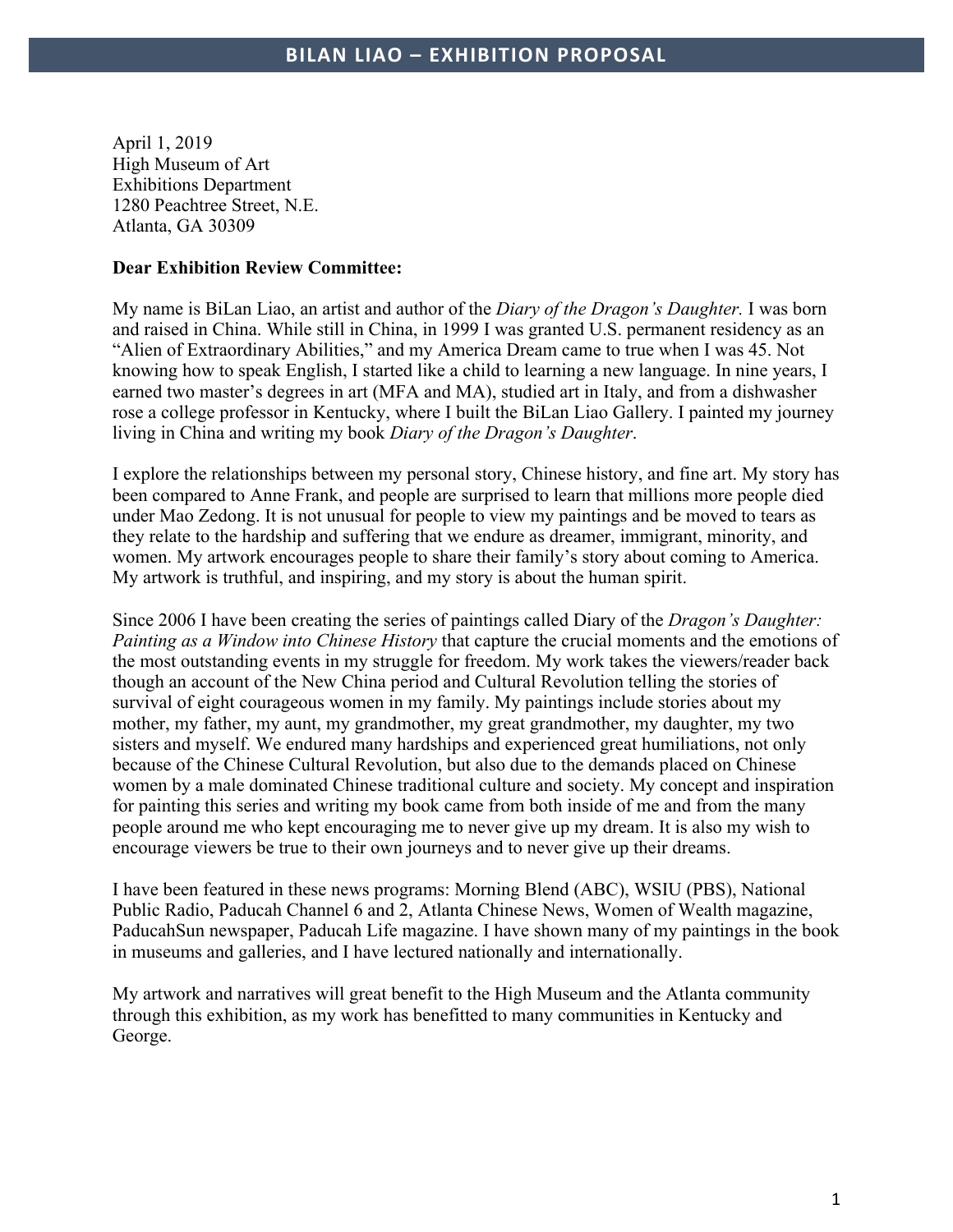April 1, 2019
High Museum of Art
Exhibitions Department
1280 Peachtree Street, N.E.
Atlanta, GA 30309

**Dear Exhibition Review Committee:**

My name is BiLan Liao, an artist and author of the *Diary of the Dragon's Daughter.* I was born and raised in China. While still in China, in 1999 I was granted U.S. permanent residency as an "Alien of Extraordinary Abilities," and my America Dream came to true when I was 45. Not knowing how to speak English, I started like a child to learning a new language. In nine years, I earned two master's degrees in art (MFA and MA), studied art in Italy, and from a dishwasher rose a college professor in Kentucky, where I built the BiLan Liao Gallery. I painted my journey living in China and writing my book *Diary of the Dragon's Daughter*.

I explore the relationships between my personal story, Chinese history, and fine art. My story has been compared to Anne Frank, and people are surprised to learn that millions more people died under Mao Zedong. It is not unusual for people to view my paintings and be moved to tears as they relate to the hardship and suffering that we endure as dreamer, immigrant, minority, and women. My artwork encourages people to share their family's story about coming to America. My artwork is truthful, and inspiring, and my story is about the human spirit.

Since 2006 I have been creating the series of paintings called Diary of the *Dragon's Daughter: Painting as a Window into Chinese History* that capture the crucial moments and the emotions of the most outstanding events in my struggle for freedom. My work takes the viewers/reader back though an account of the New China period and Cultural Revolution telling the stories of survival of eight courageous women in my family. My paintings include stories about my mother, my father, my aunt, my grandmother, my great grandmother, my daughter, my two sisters and myself. We endured many hardships and experienced great humiliations, not only because of the Chinese Cultural Revolution, but also due to the demands placed on Chinese women by a male dominated Chinese traditional culture and society. My concept and inspiration for painting this series and writing my book came from both inside of me and from the many people around me who kept encouraging me to never give up my dream. It is also my wish to encourage viewers be true to their own journeys and to never give up their dreams.

I have been featured in these news programs: Morning Blend (ABC), WSIU (PBS), National Public Radio, Paducah Channel 6 and 2, Atlanta Chinese News, Women of Wealth magazine, PaducahSun newspaper, Paducah Life magazine. I have shown many of my paintings in the book in museums and galleries, and I have lectured nationally and internationally.

My artwork and narratives will great benefit to the High Museum and the Atlanta community through this exhibition, as my work has benefitted to many communities in Kentucky and George.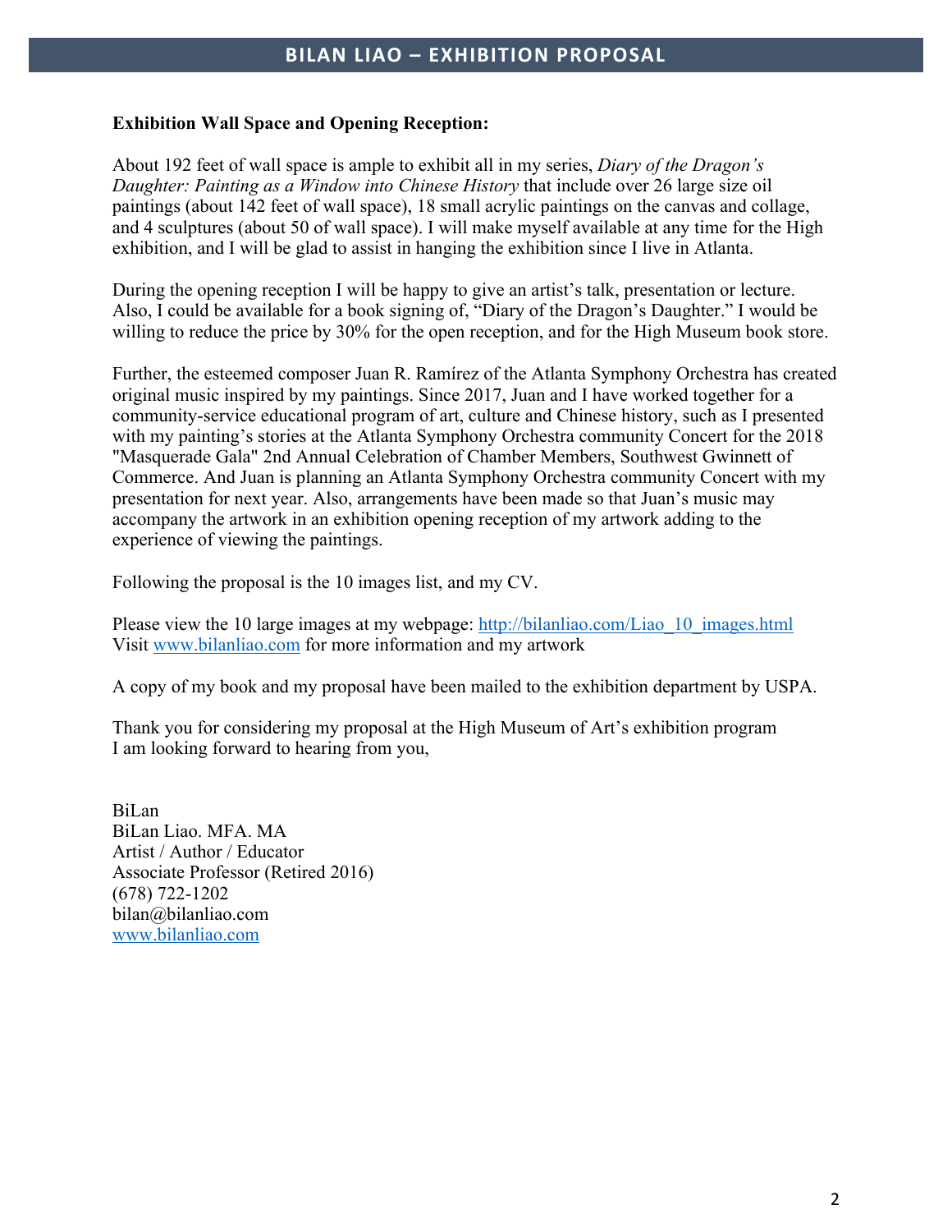**Exhibition Wall Space and Opening Reception:**

About 192 feet of wall space is ample to exhibit all in my series, *Diary of the Dragon's Daughter: Painting as a Window into Chinese History* that include over 26 large size oil paintings (about 142 feet of wall space), 18 small acrylic paintings on the canvas and collage, and 4 sculptures (about 50 of wall space). I will make myself available at any time for the High exhibition, and I will be glad to assist in hanging the exhibition since I live in Atlanta.

During the opening reception I will be happy to give an artist's talk, presentation or lecture. Also, I could be available for a book signing of, "Diary of the Dragon's Daughter." I would be willing to reduce the price by 30% for the open reception, and for the High Museum book store.

Further, the esteemed composer Juan R. Ramírez of the Atlanta Symphony Orchestra has created original music inspired by my paintings. Since 2017, Juan and I have worked together for a community-service educational program of art, culture and Chinese history, such as I presented with my painting's stories at the Atlanta Symphony Orchestra community Concert for the 2018 "Masquerade Gala" 2nd Annual Celebration of Chamber Members, Southwest Gwinnett of Commerce. And Juan is planning an Atlanta Symphony Orchestra community Concert with my presentation for next year. Also, arrangements have been made so that Juan's music may accompany the artwork in an exhibition opening reception of my artwork adding to the experience of viewing the paintings.

Following the proposal is the 10 images list, and my CV.

Please view the 10 large images at my webpage: [http://bilanliao.com/Liao_10_images.html](http://bilanliao.com/Liao_10_images.html)
Visit [www.bilanliao.com](http://www.bilanliao.com) for more information and my artwork

A copy of my book and my proposal have been mailed to the exhibition department by USPA.

Thank you for considering my proposal at the High Museum of Art's exhibition program
I am looking forward to hearing from you,

BiLan
BiLan Liao. MFA. MA
Artist / Author / Educator
Associate Professor (Retired 2016)
(678) 722-1202
bilan@bilanliao.com
[www.bilanliao.com](http://www.bilanliao.com)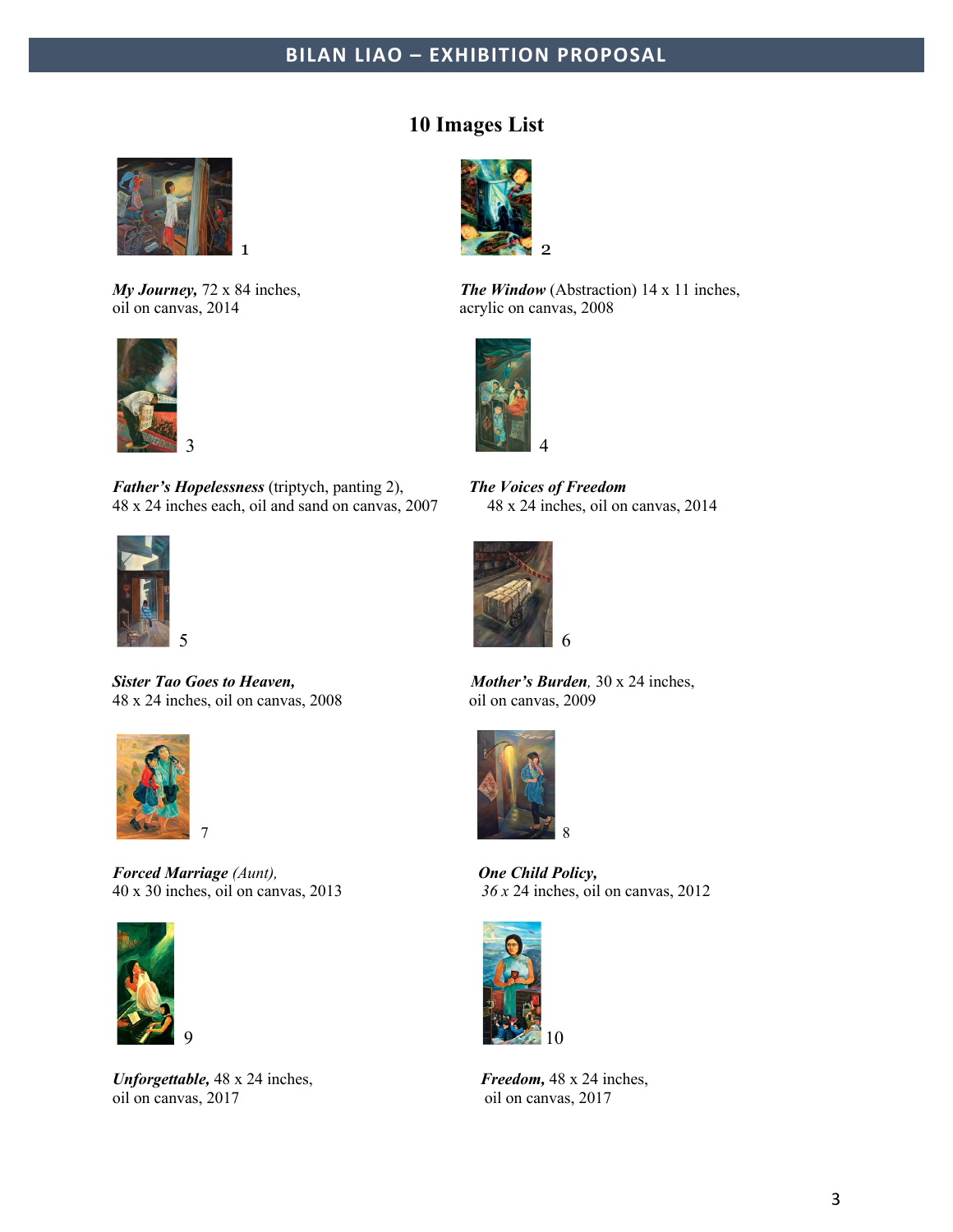## 10 Images List

1

***My Journey,*** 72 x 84 inches,
oil on canvas, 2014

2

***The Window*** (Abstraction) 14 x 11 inches,
acrylic on canvas, 2008

3

***Father's Hopelessness*** (triptych, panting 2),
48 x 24 inches each, oil and sand on canvas, 2007

4

***The Voices of Freedom***
48 x 24 inches, oil on canvas, 2014

5

***Sister Tao Goes to Heaven,***
48 x 24 inches, oil on canvas, 2008

6

***Mother's Burden,*** 30 x 24 inches,
oil on canvas, 2009

7

***Forced Marriage*** *(Aunt),*
40 x 30 inches, oil on canvas, 2013

8

***One Child Policy,***
*36 x* 24 inches, oil on canvas, 2012

9

***Unforgettable,*** 48 x 24 inches,
oil on canvas, 2017

10

***Freedom,*** 48 x 24 inches,
oil on canvas, 2017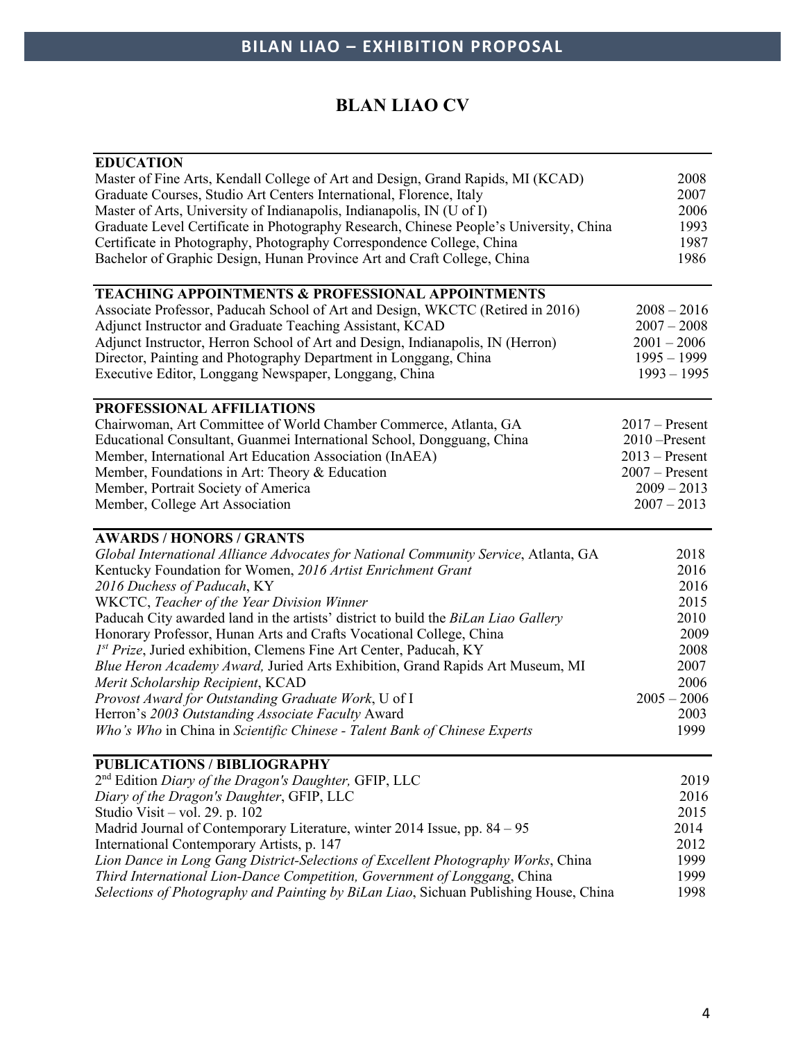# BLAN LIAO CV

## EDUCATION

| | |
|---|---|
| Master of Fine Arts, Kendall College of Art and Design, Grand Rapids, MI (KCAD) | 2008 |
| Graduate Courses, Studio Art Centers International, Florence, Italy | 2007 |
| Master of Arts, University of Indianapolis, Indianapolis, IN (U of I) | 2006 |
| Graduate Level Certificate in Photography Research, Chinese People's University, China | 1993 |
| Certificate in Photography, Photography Correspondence College, China | 1987 |
| Bachelor of Graphic Design, Hunan Province Art and Craft College, China | 1986 |

## TEACHING APPOINTMENTS & PROFESSIONAL APPOINTMENTS

| | |
|---|---|
| Associate Professor, Paducah School of Art and Design, WKCTC (Retired in 2016) | 2008 – 2016 |
| Adjunct Instructor and Graduate Teaching Assistant, KCAD | 2007 – 2008 |
| Adjunct Instructor, Herron School of Art and Design, Indianapolis, IN (Herron) | 2001 – 2006 |
| Director, Painting and Photography Department in Longgang, China | 1995 – 1999 |
| Executive Editor, Longgang Newspaper, Longgang, China | 1993 – 1995 |

## PROFESSIONAL AFFILIATIONS

| | |
|---|---|
| Chairwoman, Art Committee of World Chamber Commerce, Atlanta, GA | 2017 – Present |
| Educational Consultant, Guanmei International School, Dongguang, China | 2010 –Present |
| Member, International Art Education Association (InAEA) | 2013 – Present |
| Member, Foundations in Art: Theory & Education | 2007 – Present |
| Member, Portrait Society of America | 2009 – 2013 |
| Member, College Art Association | 2007 – 2013 |

## AWARDS / HONORS / GRANTS

| | |
|---|---|
| *Global International Alliance Advocates for National Community Service*, Atlanta, GA | 2018 |
| Kentucky Foundation for Women, *2016 Artist Enrichment Grant* | 2016 |
| *2016 Duchess of Paducah*, KY | 2016 |
| WKCTC, *Teacher of the Year Division Winner* | 2015 |
| Paducah City awarded land in the artists' district to build the *BiLan Liao Gallery* | 2010 |
| Honorary Professor, Hunan Arts and Crafts Vocational College, China | 2009 |
| *1st Prize*, Juried exhibition, Clemens Fine Art Center, Paducah, KY | 2008 |
| *Blue Heron Academy Award,* Juried Arts Exhibition, Grand Rapids Art Museum, MI | 2007 |
| *Merit Scholarship Recipient*, KCAD | 2006 |
| *Provost Award for Outstanding Graduate Work*, U of I | 2005 – 2006 |
| Herron's *2003 Outstanding Associate Faculty* Award | 2003 |
| *Who's Who* in China in *Scientific Chinese - Talent Bank of Chinese Experts* | 1999 |

## PUBLICATIONS / BIBLIOGRAPHY

| | |
|---|---|
| 2nd Edition *Diary of the Dragon's Daughter,* GFIP, LLC | 2019 |
| *Diary of the Dragon's Daughter*, GFIP, LLC | 2016 |
| Studio Visit – vol. 29. p. 102 | 2015 |
| Madrid Journal of Contemporary Literature, winter 2014 Issue, pp. 84 – 95 | 2014 |
| International Contemporary Artists, p. 147 | 2012 |
| *Lion Dance in Long Gang District-Selections of Excellent Photography Works*, China | 1999 |
| *Third International Lion-Dance Competition, Government of Longgang*, China | 1999 |
| *Selections of Photography and Painting by BiLan Liao*, Sichuan Publishing House, China | 1998 |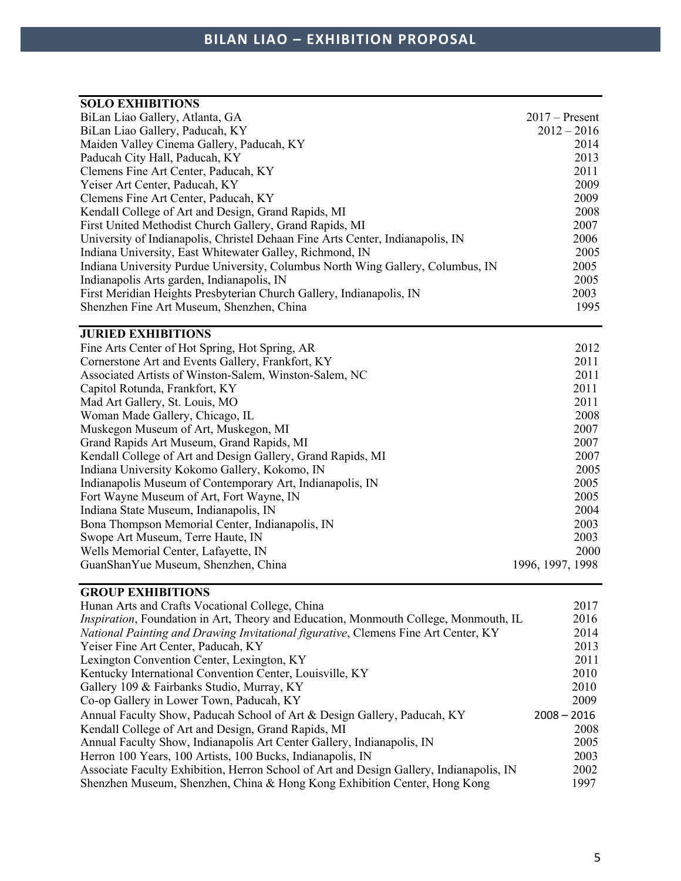## SOLO EXHIBITIONS

| | |
|---|---|
| BiLan Liao Gallery, Atlanta, GA | 2017 – Present |
| BiLan Liao Gallery, Paducah, KY | 2012 – 2016 |
| Maiden Valley Cinema Gallery, Paducah, KY | 2014 |
| Paducah City Hall, Paducah, KY | 2013 |
| Clemens Fine Art Center, Paducah, KY | 2011 |
| Yeiser Art Center, Paducah, KY | 2009 |
| Clemens Fine Art Center, Paducah, KY | 2009 |
| Kendall College of Art and Design, Grand Rapids, MI | 2008 |
| First United Methodist Church Gallery, Grand Rapids, MI | 2007 |
| University of Indianapolis, Christel Dehaan Fine Arts Center, Indianapolis, IN | 2006 |
| Indiana University, East Whitewater Galley, Richmond, IN | 2005 |
| Indiana University Purdue University, Columbus North Wing Gallery, Columbus, IN | 2005 |
| Indianapolis Arts garden, Indianapolis, IN | 2005 |
| First Meridian Heights Presbyterian Church Gallery, Indianapolis, IN | 2003 |
| Shenzhen Fine Art Museum, Shenzhen, China | 1995 |

## JURIED EXHIBITIONS

| | |
|---|---|
| Fine Arts Center of Hot Spring, Hot Spring, AR | 2012 |
| Cornerstone Art and Events Gallery, Frankfort, KY | 2011 |
| Associated Artists of Winston-Salem, Winston-Salem, NC | 2011 |
| Capitol Rotunda, Frankfort, KY | 2011 |
| Mad Art Gallery, St. Louis, MO | 2011 |
| Woman Made Gallery, Chicago, IL | 2008 |
| Muskegon Museum of Art, Muskegon, MI | 2007 |
| Grand Rapids Art Museum, Grand Rapids, MI | 2007 |
| Kendall College of Art and Design Gallery, Grand Rapids, MI | 2007 |
| Indiana University Kokomo Gallery, Kokomo, IN | 2005 |
| Indianapolis Museum of Contemporary Art, Indianapolis, IN | 2005 |
| Fort Wayne Museum of Art, Fort Wayne, IN | 2005 |
| Indiana State Museum, Indianapolis, IN | 2004 |
| Bona Thompson Memorial Center, Indianapolis, IN | 2003 |
| Swope Art Museum, Terre Haute, IN | 2003 |
| Wells Memorial Center, Lafayette, IN | 2000 |
| GuanShanYue Museum, Shenzhen, China | 1996, 1997, 1998 |

## GROUP EXHIBITIONS

| | |
|---|---|
| Hunan Arts and Crafts Vocational College, China | 2017 |
| *Inspiration*, Foundation in Art, Theory and Education, Monmouth College, Monmouth, IL | 2016 |
| *National Painting and Drawing Invitational figurative*, Clemens Fine Art Center, KY | 2014 |
| Yeiser Fine Art Center, Paducah, KY | 2013 |
| Lexington Convention Center, Lexington, KY | 2011 |
| Kentucky International Convention Center, Louisville, KY | 2010 |
| Gallery 109 & Fairbanks Studio, Murray, KY | 2010 |
| Co-op Gallery in Lower Town, Paducah, KY | 2009 |
| Annual Faculty Show, Paducah School of Art & Design Gallery, Paducah, KY | 2008 – 2016 |
| Kendall College of Art and Design, Grand Rapids, MI | 2008 |
| Annual Faculty Show, Indianapolis Art Center Gallery, Indianapolis, IN | 2005 |
| Herron 100 Years, 100 Artists, 100 Bucks, Indianapolis, IN | 2003 |
| Associate Faculty Exhibition, Herron School of Art and Design Gallery, Indianapolis, IN | 2002 |
| Shenzhen Museum, Shenzhen, China & Hong Kong Exhibition Center, Hong Kong | 1997 |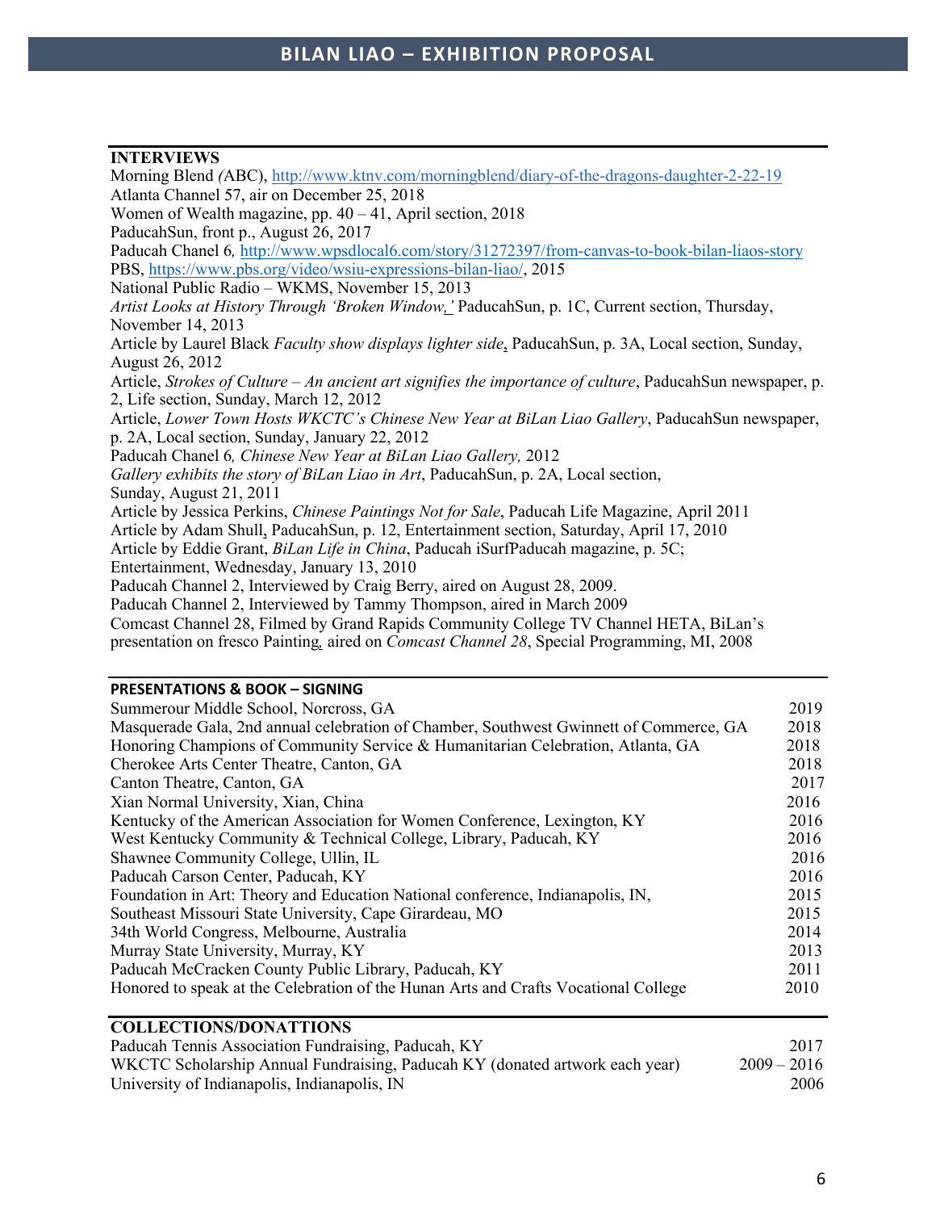## INTERVIEWS

Morning Blend *(*ABC), http://www.ktnv.com/morningblend/diary-of-the-dragons-daughter-2-22-19
Atlanta Channel 57, air on December 25, 2018
Women of Wealth magazine, pp. 40 – 41, April section, 2018
PaducahSun, front p., August 26, 2017
Paducah Chanel 6*,* http://www.wpsdlocal6.com/story/31272397/from-canvas-to-book-bilan-liaos-story
PBS, https://www.pbs.org/video/wsiu-expressions-bilan-liao/, 2015
National Public Radio – WKMS, November 15, 2013
*Artist Looks at History Through 'Broken Window,'* PaducahSun, p. 1C, Current section, Thursday, November 14, 2013
Article by Laurel Black *Faculty show displays lighter side*, PaducahSun, p. 3A, Local section, Sunday, August 26, 2012
Article, *Strokes of Culture – An ancient art signifies the importance of culture*, PaducahSun newspaper, p. 2, Life section, Sunday, March 12, 2012
Article, *Lower Town Hosts WKCTC's Chinese New Year at BiLan Liao Gallery*, PaducahSun newspaper, p. 2A, Local section, Sunday, January 22, 2012
Paducah Chanel 6*, Chinese New Year at BiLan Liao Gallery,* 2012
*Gallery exhibits the story of BiLan Liao in Art*, PaducahSun, p. 2A, Local section, Sunday, August 21, 2011
Article by Jessica Perkins, *Chinese Paintings Not for Sale*, Paducah Life Magazine, April 2011
Article by Adam Shull, PaducahSun, p. 12, Entertainment section, Saturday, April 17, 2010
Article by Eddie Grant, *BiLan Life in China*, Paducah iSurfPaducah magazine, p. 5C; Entertainment, Wednesday, January 13, 2010
Paducah Channel 2, Interviewed by Craig Berry, aired on August 28, 2009.
Paducah Channel 2, Interviewed by Tammy Thompson, aired in March 2009
Comcast Channel 28, Filmed by Grand Rapids Community College TV Channel HETA, BiLan's presentation on fresco Painting, aired on *Comcast Channel 28*, Special Programming, MI, 2008

## PRESENTATIONS & BOOK – SIGNING

| | |
|---|---|
| Summerour Middle School, Norcross, GA | 2019 |
| Masquerade Gala, 2nd annual celebration of Chamber, Southwest Gwinnett of Commerce, GA | 2018 |
| Honoring Champions of Community Service & Humanitarian Celebration, Atlanta, GA | 2018 |
| Cherokee Arts Center Theatre, Canton, GA | 2018 |
| Canton Theatre, Canton, GA | 2017 |
| Xian Normal University, Xian, China | 2016 |
| Kentucky of the American Association for Women Conference, Lexington, KY | 2016 |
| West Kentucky Community & Technical College, Library, Paducah, KY | 2016 |
| Shawnee Community College, Ullin, IL | 2016 |
| Paducah Carson Center, Paducah, KY | 2016 |
| Foundation in Art: Theory and Education National conference, Indianapolis, IN, | 2015 |
| Southeast Missouri State University, Cape Girardeau, MO | 2015 |
| 34th World Congress, Melbourne, Australia | 2014 |
| Murray State University, Murray, KY | 2013 |
| Paducah McCracken County Public Library, Paducah, KY | 2011 |
| Honored to speak at the Celebration of the Hunan Arts and Crafts Vocational College | 2010 |

## COLLECTIONS/DONATTIONS

| | |
|---|---|
| Paducah Tennis Association Fundraising, Paducah, KY | 2017 |
| WKCTC Scholarship Annual Fundraising, Paducah KY (donated artwork each year) | 2009 – 2016 |
| University of Indianapolis, Indianapolis, IN | 2006 |